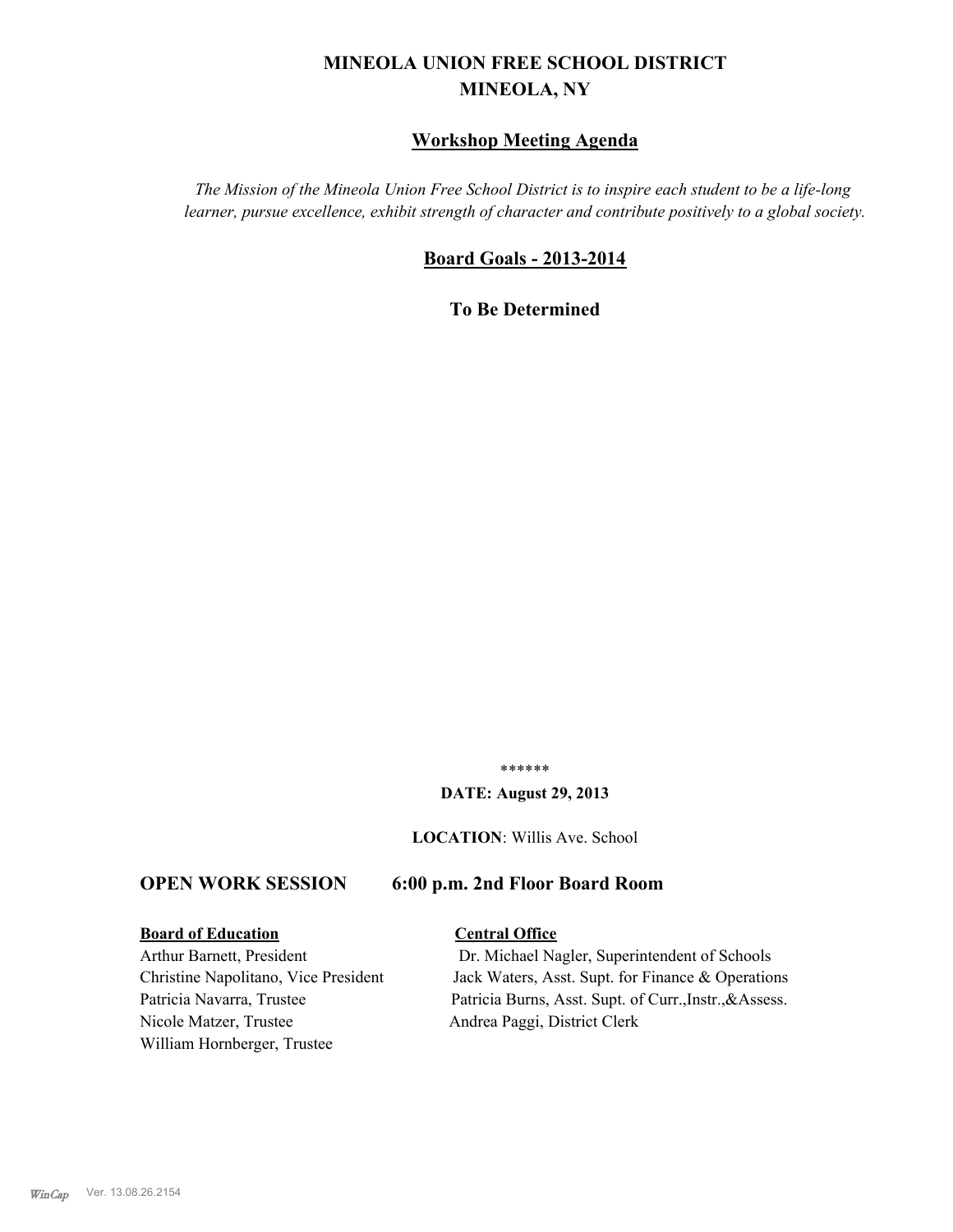# MINEOLA UNION FREE SCHOOL DISTRICT
# MINEOLA, NY

## Workshop Meeting Agenda

*The Mission of the Mineola Union Free School District is to inspire each student to be a life-long learner, pursue excellence, exhibit strength of character and contribute positively to a global society.*

## Board Goals - 2013-2014

**To Be Determined**

******

**DATE: August 29, 2013**

**LOCATION**: Willis Ave. School

## OPEN WORK SESSION 6:00 p.m. 2nd Floor Board Room

| **Board of Education** | **Central Office** |
|---|---|
| Arthur Barnett, President | Dr. Michael Nagler, Superintendent of Schools |
| Christine Napolitano, Vice President | Jack Waters, Asst. Supt. for Finance & Operations |
| Patricia Navarra, Trustee | Patricia Burns, Asst. Supt. of Curr.,Instr.,&Assess. |
| Nicole Matzer, Trustee | Andrea Paggi, District Clerk |
| William Hornberger, Trustee | |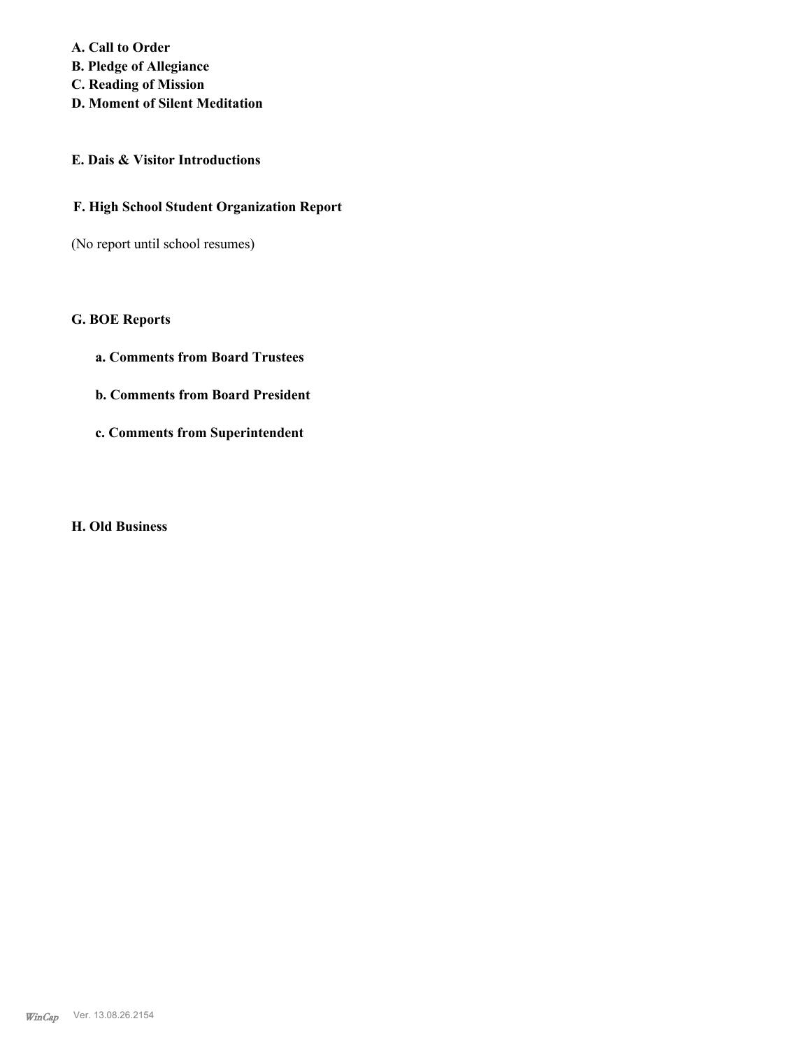**A. Call to Order**

**B. Pledge of Allegiance**

**C. Reading of Mission**

**D. Moment of Silent Meditation**

**E. Dais & Visitor Introductions**

**F. High School Student Organization Report**

(No report until school resumes)

**G. BOE Reports**

**a. Comments from Board Trustees**

**b. Comments from Board President**

**c. Comments from Superintendent**

**H. Old Business**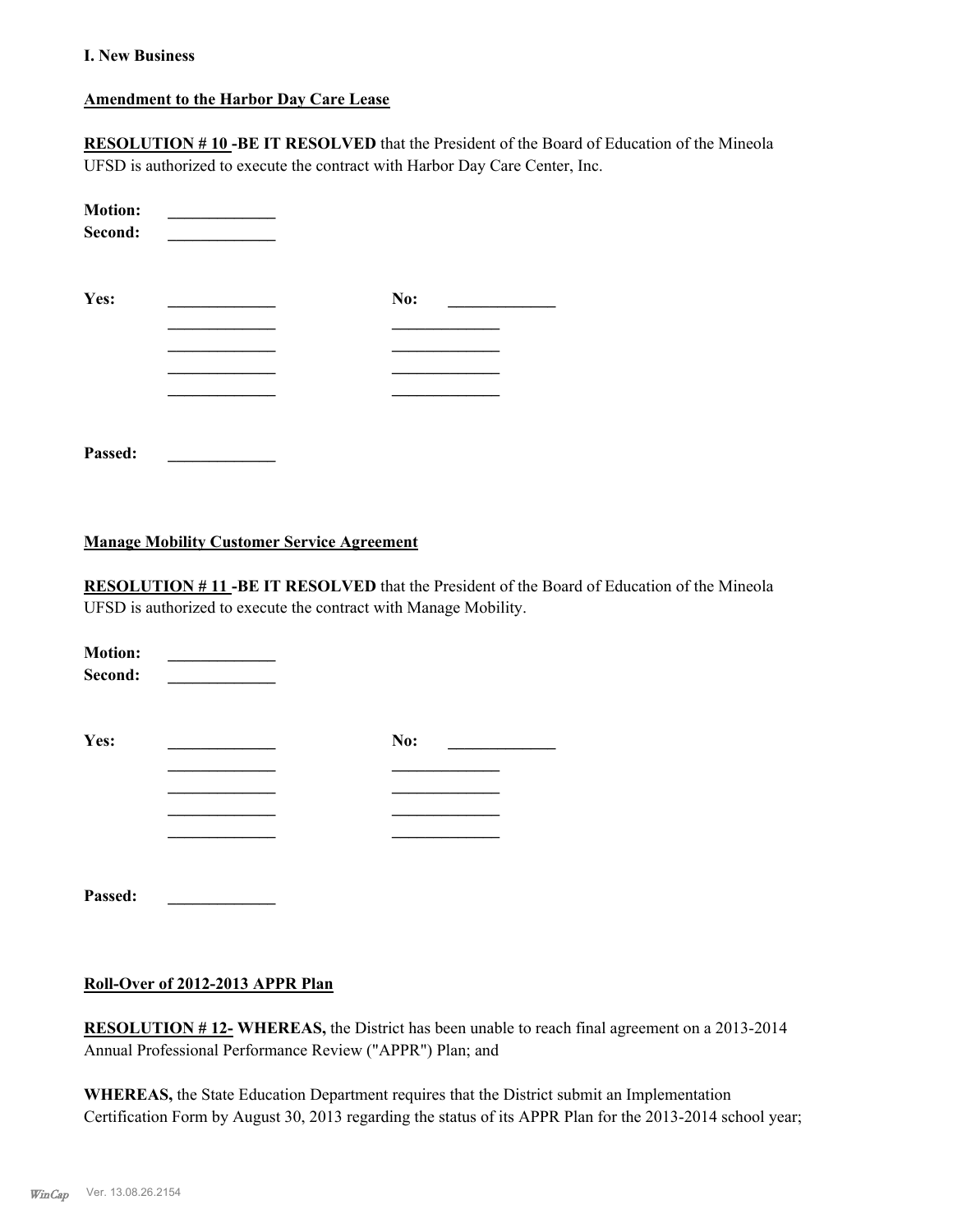**I. New Business**

**Amendment to the Harbor Day Care Lease**

**RESOLUTION # 10 -BE IT RESOLVED** that the President of the Board of Education of the Mineola UFSD is authorized to execute the contract with Harbor Day Care Center, Inc.

**Motion:** _____________
**Second:** _____________

| **Yes:** | _____________ | **No:** | _____________ |
|---|---|---|---|
| | _____________ | | _____________ |
| | _____________ | | _____________ |
| | _____________ | | _____________ |
| | _____________ | | _____________ |

**Passed:** _____________

**Manage Mobility Customer Service Agreement**

**RESOLUTION # 11 -BE IT RESOLVED** that the President of the Board of Education of the Mineola UFSD is authorized to execute the contract with Manage Mobility.

**Motion:** _____________
**Second:** _____________

| **Yes:** | _____________ | **No:** | _____________ |
|---|---|---|---|
| | _____________ | | _____________ |
| | _____________ | | _____________ |
| | _____________ | | _____________ |
| | _____________ | | _____________ |

**Passed:** _____________

**Roll-Over of 2012-2013 APPR Plan**

**RESOLUTION # 12- WHEREAS,** the District has been unable to reach final agreement on a 2013-2014 Annual Professional Performance Review ("APPR") Plan; and

**WHEREAS,** the State Education Department requires that the District submit an Implementation Certification Form by August 30, 2013 regarding the status of its APPR Plan for the 2013-2014 school year;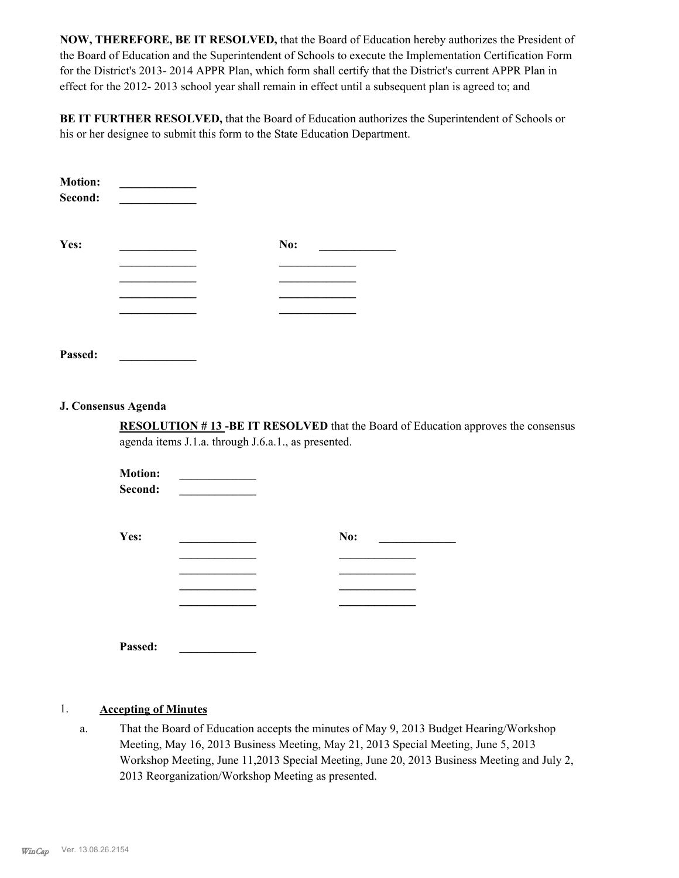**NOW, THEREFORE, BE IT RESOLVED,** that the Board of Education hereby authorizes the President of the Board of Education and the Superintendent of Schools to execute the Implementation Certification Form for the District's 2013- 2014 APPR Plan, which form shall certify that the District's current APPR Plan in effect for the 2012- 2013 school year shall remain in effect until a subsequent plan is agreed to; and

**BE IT FURTHER RESOLVED,** that the Board of Education authorizes the Superintendent of Schools or his or her designee to submit this form to the State Education Department.

**Motion:** _____________
**Second:** _____________

**Yes:** _____________ **No:** _____________
_____________ _____________
_____________ _____________
_____________ _____________
_____________ _____________

**Passed:** _____________

### J. Consensus Agenda

**RESOLUTION # 13 -BE IT RESOLVED** that the Board of Education approves the consensus agenda items J.1.a. through J.6.a.1., as presented.

**Motion:** _____________
**Second:** _____________

**Yes:** _____________ **No:** _____________
_____________ _____________
_____________ _____________
_____________ _____________
_____________ _____________

**Passed:** _____________

1. **Accepting of Minutes**

   a. That the Board of Education accepts the minutes of May 9, 2013 Budget Hearing/Workshop Meeting, May 16, 2013 Business Meeting, May 21, 2013 Special Meeting, June 5, 2013 Workshop Meeting, June 11,2013 Special Meeting, June 20, 2013 Business Meeting and July 2, 2013 Reorganization/Workshop Meeting as presented.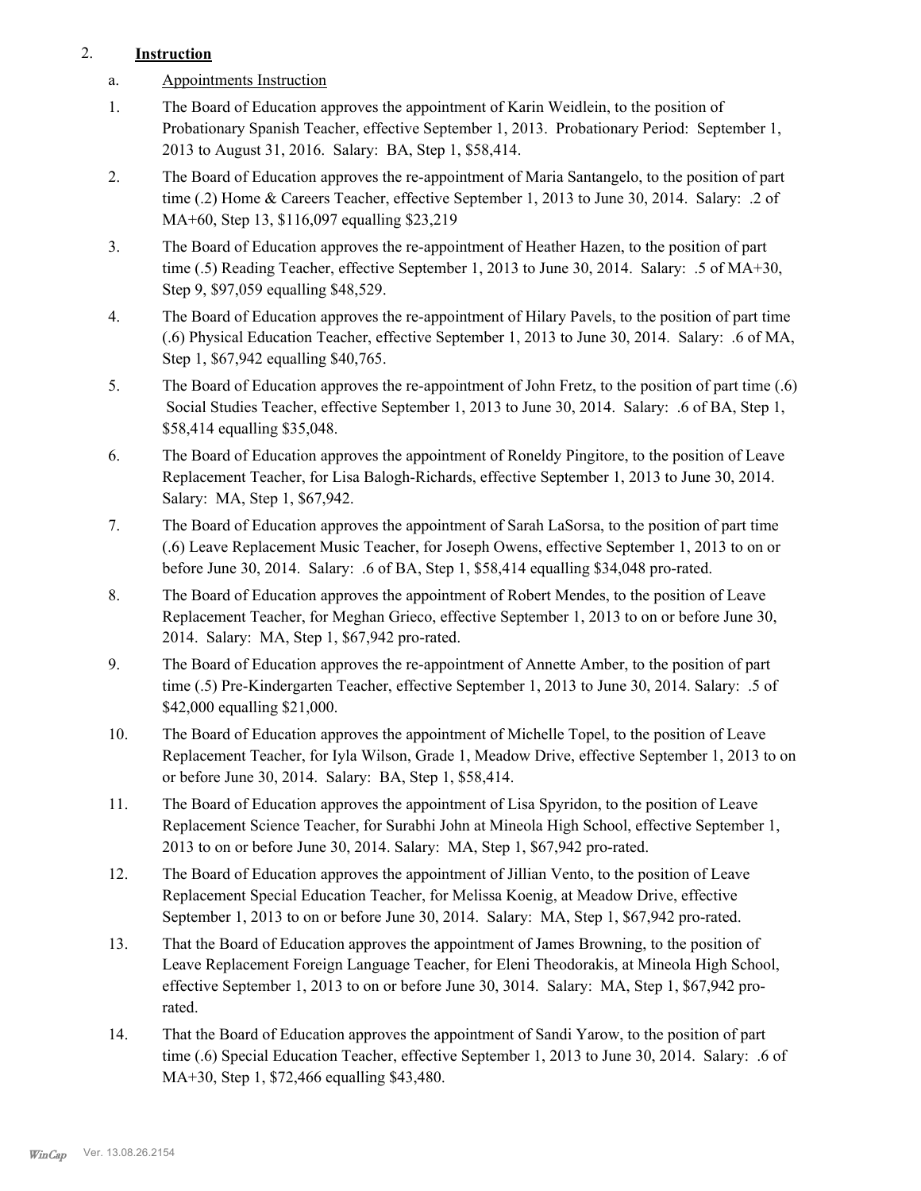2. **Instruction**

a. Appointments Instruction

1. The Board of Education approves the appointment of Karin Weidlein, to the position of Probationary Spanish Teacher, effective September 1, 2013. Probationary Period: September 1, 2013 to August 31, 2016. Salary: BA, Step 1, $58,414.

2. The Board of Education approves the re-appointment of Maria Santangelo, to the position of part time (.2) Home & Careers Teacher, effective September 1, 2013 to June 30, 2014. Salary: .2 of MA+60, Step 13, $116,097 equalling $23,219

3. The Board of Education approves the re-appointment of Heather Hazen, to the position of part time (.5) Reading Teacher, effective September 1, 2013 to June 30, 2014. Salary: .5 of MA+30, Step 9, $97,059 equalling $48,529.

4. The Board of Education approves the re-appointment of Hilary Pavels, to the position of part time (.6) Physical Education Teacher, effective September 1, 2013 to June 30, 2014. Salary: .6 of MA, Step 1, $67,942 equalling $40,765.

5. The Board of Education approves the re-appointment of John Fretz, to the position of part time (.6) Social Studies Teacher, effective September 1, 2013 to June 30, 2014. Salary: .6 of BA, Step 1, $58,414 equalling $35,048.

6. The Board of Education approves the appointment of Roneldy Pingitore, to the position of Leave Replacement Teacher, for Lisa Balogh-Richards, effective September 1, 2013 to June 30, 2014. Salary: MA, Step 1, $67,942.

7. The Board of Education approves the appointment of Sarah LaSorsa, to the position of part time (.6) Leave Replacement Music Teacher, for Joseph Owens, effective September 1, 2013 to on or before June 30, 2014. Salary: .6 of BA, Step 1, $58,414 equalling $34,048 pro-rated.

8. The Board of Education approves the appointment of Robert Mendes, to the position of Leave Replacement Teacher, for Meghan Grieco, effective September 1, 2013 to on or before June 30, 2014. Salary: MA, Step 1, $67,942 pro-rated.

9. The Board of Education approves the re-appointment of Annette Amber, to the position of part time (.5) Pre-Kindergarten Teacher, effective September 1, 2013 to June 30, 2014. Salary: .5 of $42,000 equalling $21,000.

10. The Board of Education approves the appointment of Michelle Topel, to the position of Leave Replacement Teacher, for Iyla Wilson, Grade 1, Meadow Drive, effective September 1, 2013 to on or before June 30, 2014. Salary: BA, Step 1, $58,414.

11. The Board of Education approves the appointment of Lisa Spyridon, to the position of Leave Replacement Science Teacher, for Surabhi John at Mineola High School, effective September 1, 2013 to on or before June 30, 2014. Salary: MA, Step 1, $67,942 pro-rated.

12. The Board of Education approves the appointment of Jillian Vento, to the position of Leave Replacement Special Education Teacher, for Melissa Koenig, at Meadow Drive, effective September 1, 2013 to on or before June 30, 2014. Salary: MA, Step 1, $67,942 pro-rated.

13. That the Board of Education approves the appointment of James Browning, to the position of Leave Replacement Foreign Language Teacher, for Eleni Theodorakis, at Mineola High School, effective September 1, 2013 to on or before June 30, 3014. Salary: MA, Step 1, $67,942 pro-rated.

14. That the Board of Education approves the appointment of Sandi Yarow, to the position of part time (.6) Special Education Teacher, effective September 1, 2013 to June 30, 2014. Salary: .6 of MA+30, Step 1, $72,466 equalling $43,480.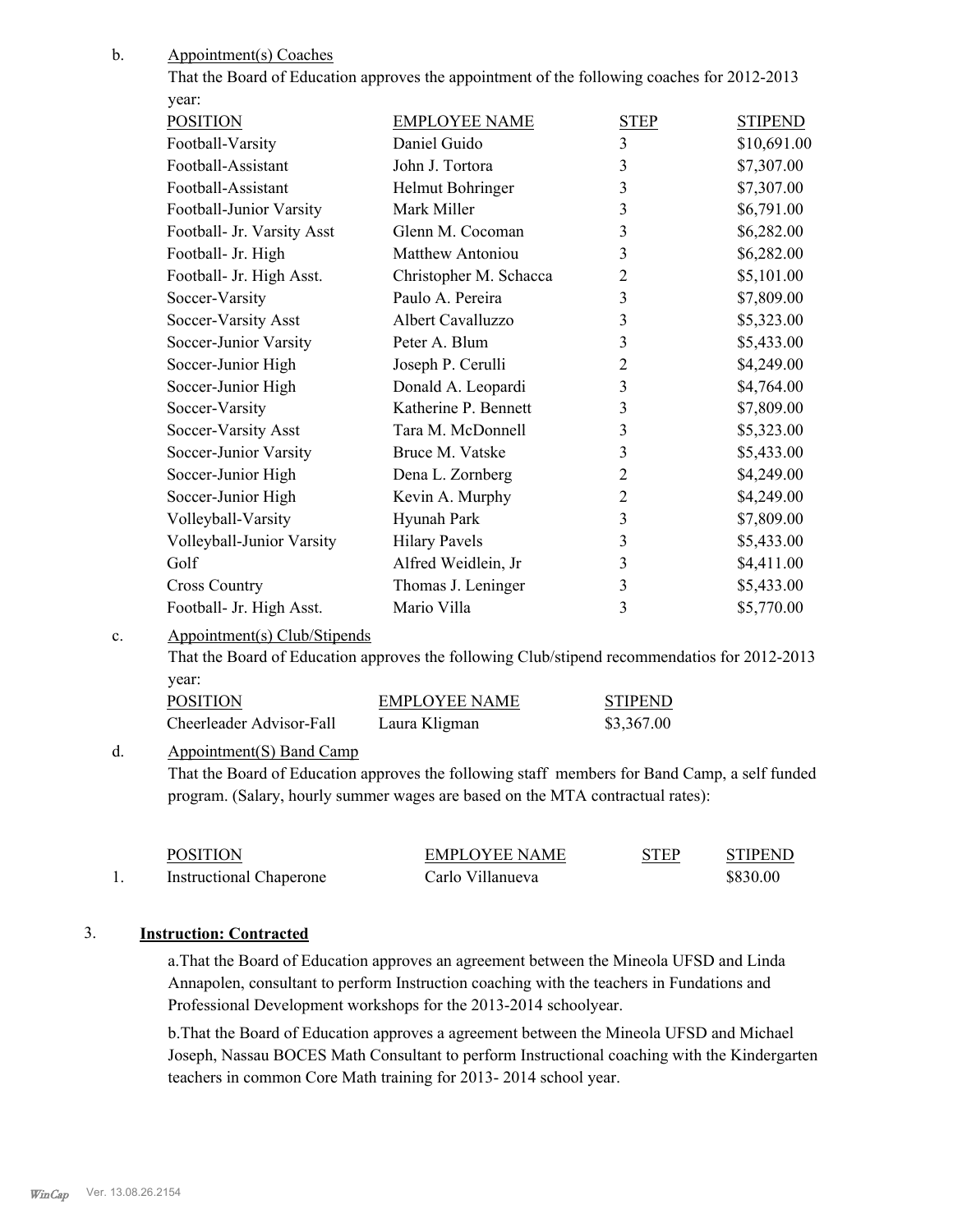b. Appointment(s) Coaches

That the Board of Education approves the appointment of the following coaches for 2012-2013 year:

| POSITION | EMPLOYEE NAME | STEP | STIPEND |
|---|---|---|---|
| Football-Varsity | Daniel Guido | 3 | $10,691.00 |
| Football-Assistant | John J. Tortora | 3 | $7,307.00 |
| Football-Assistant | Helmut Bohringer | 3 | $7,307.00 |
| Football-Junior Varsity | Mark Miller | 3 | $6,791.00 |
| Football- Jr. Varsity Asst | Glenn M. Cocoman | 3 | $6,282.00 |
| Football- Jr. High | Matthew Antoniou | 3 | $6,282.00 |
| Football- Jr. High Asst. | Christopher M. Schacca | 2 | $5,101.00 |
| Soccer-Varsity | Paulo A. Pereira | 3 | $7,809.00 |
| Soccer-Varsity Asst | Albert Cavalluzzo | 3 | $5,323.00 |
| Soccer-Junior Varsity | Peter A. Blum | 3 | $5,433.00 |
| Soccer-Junior High | Joseph P. Cerulli | 2 | $4,249.00 |
| Soccer-Junior High | Donald A. Leopardi | 3 | $4,764.00 |
| Soccer-Varsity | Katherine P. Bennett | 3 | $7,809.00 |
| Soccer-Varsity Asst | Tara M. McDonnell | 3 | $5,323.00 |
| Soccer-Junior Varsity | Bruce M. Vatske | 3 | $5,433.00 |
| Soccer-Junior High | Dena L. Zornberg | 2 | $4,249.00 |
| Soccer-Junior High | Kevin A. Murphy | 2 | $4,249.00 |
| Volleyball-Varsity | Hyunah Park | 3 | $7,809.00 |
| Volleyball-Junior Varsity | Hilary Pavels | 3 | $5,433.00 |
| Golf | Alfred Weidlein, Jr | 3 | $4,411.00 |
| Cross Country | Thomas J. Leninger | 3 | $5,433.00 |
| Football- Jr. High Asst. | Mario Villa | 3 | $5,770.00 |

c. Appointment(s) Club/Stipends

That the Board of Education approves the following Club/stipend recommendatios for 2012-2013 year:

| POSITION | EMPLOYEE NAME | STIPEND |
|---|---|---|
| Cheerleader Advisor-Fall | Laura Kligman | $3,367.00 |

d. Appointment(S) Band Camp

That the Board of Education approves the following staff members for Band Camp, a self funded program. (Salary, hourly summer wages are based on the MTA contractual rates):

| | POSITION | EMPLOYEE NAME | STEP | STIPEND |
|---|---|---|---|---|
| 1. | Instructional Chaperone | Carlo Villanueva | | $830.00 |

3. **Instruction: Contracted**

a.That the Board of Education approves an agreement between the Mineola UFSD and Linda Annapolen, consultant to perform Instruction coaching with the teachers in Fundations and Professional Development workshops for the 2013-2014 schoolyear.

b.That the Board of Education approves a agreement between the Mineola UFSD and Michael Joseph, Nassau BOCES Math Consultant to perform Instructional coaching with the Kindergarten teachers in common Core Math training for 2013- 2014 school year.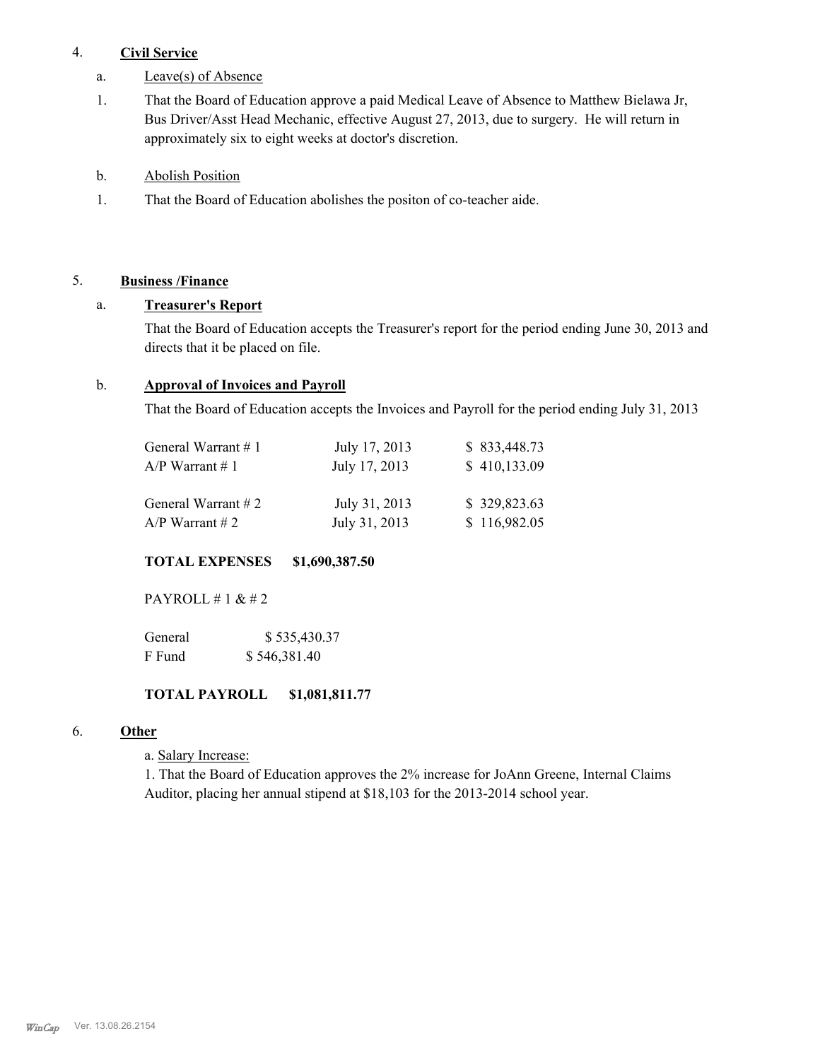4. **Civil Service**

a. Leave(s) of Absence

1. That the Board of Education approve a paid Medical Leave of Absence to Matthew Bielawa Jr, Bus Driver/Asst Head Mechanic, effective August 27, 2013, due to surgery. He will return in approximately six to eight weeks at doctor's discretion.

b. Abolish Position

1. That the Board of Education abolishes the positon of co-teacher aide.

5. **Business /Finance**

a. **Treasurer's Report**

That the Board of Education accepts the Treasurer's report for the period ending June 30, 2013 and directs that it be placed on file.

b. **Approval of Invoices and Payroll**

That the Board of Education accepts the Invoices and Payroll for the period ending July 31, 2013

| | | |
|---|---|---|
| General Warrant # 1 | July 17, 2013 | $ 833,448.73 |
| A/P Warrant # 1 | July 17, 2013 | $ 410,133.09 |
| General Warrant # 2 | July 31, 2013 | $ 329,823.63 |
| A/P Warrant # 2 | July 31, 2013 | $ 116,982.05 |

**TOTAL EXPENSES $1,690,387.50**

PAYROLL # 1 & # 2

| | |
|---|---|
| General | $ 535,430.37 |
| F Fund | $ 546,381.40 |

**TOTAL PAYROLL $1,081,811.77**

6. **Other**

a. Salary Increase:

1. That the Board of Education approves the 2% increase for JoAnn Greene, Internal Claims Auditor, placing her annual stipend at $18,103 for the 2013-2014 school year.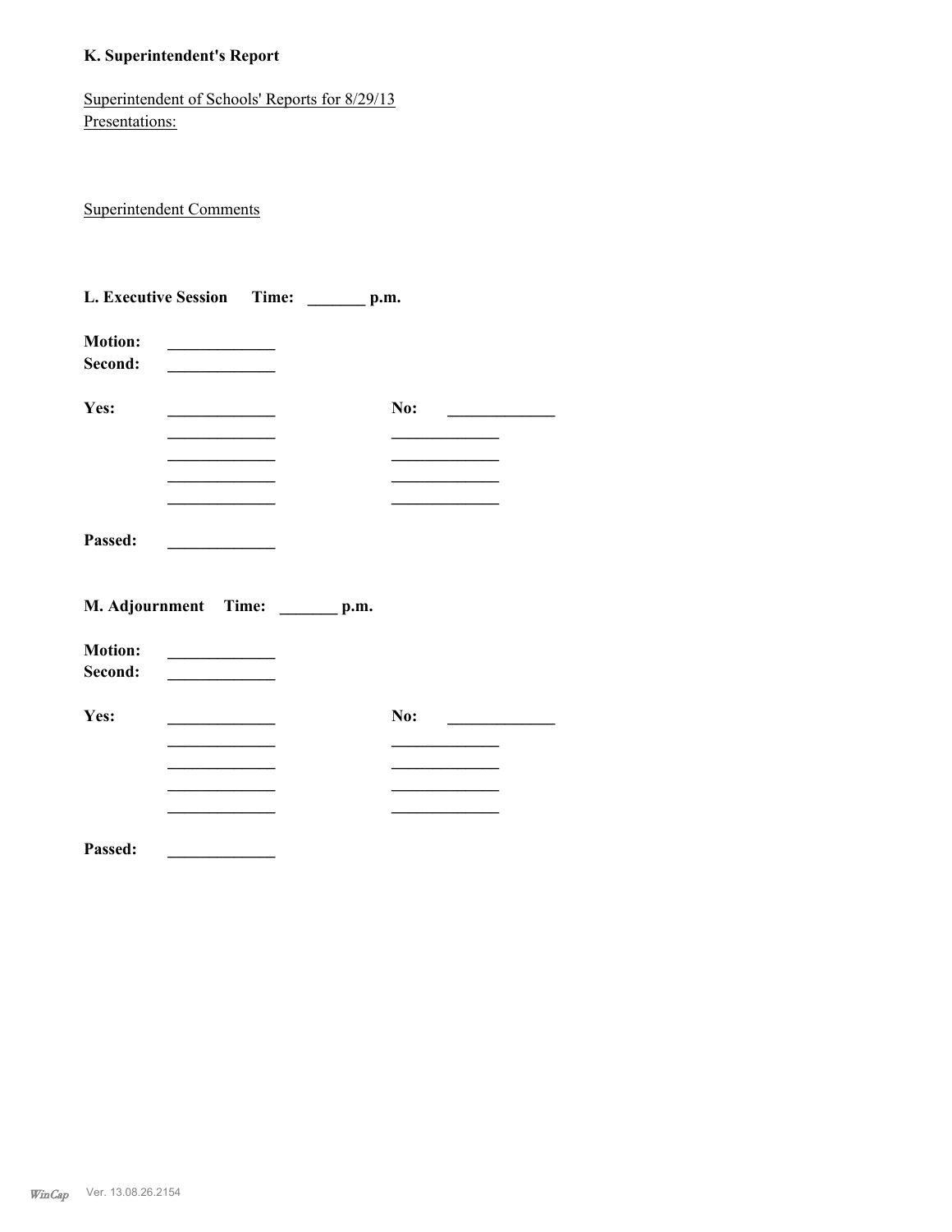## K. Superintendent's Report

Superintendent of Schools' Reports for 8/29/13

Presentations:

Superintendent Comments

## L. Executive Session Time: _______ p.m.

**Motion:** _____________

**Second:** _____________

| | | | |
|---|---|---|---|
| **Yes:** | _____________ | **No:** | _____________ |
| | _____________ | | _____________ |
| | _____________ | | _____________ |
| | _____________ | | _____________ |
| | _____________ | | _____________ |

**Passed:** _____________

## M. Adjournment Time: _______ p.m.

**Motion:** _____________

**Second:** _____________

| | | | |
|---|---|---|---|
| **Yes:** | _____________ | **No:** | _____________ |
| | _____________ | | _____________ |
| | _____________ | | _____________ |
| | _____________ | | _____________ |
| | _____________ | | _____________ |

**Passed:** _____________